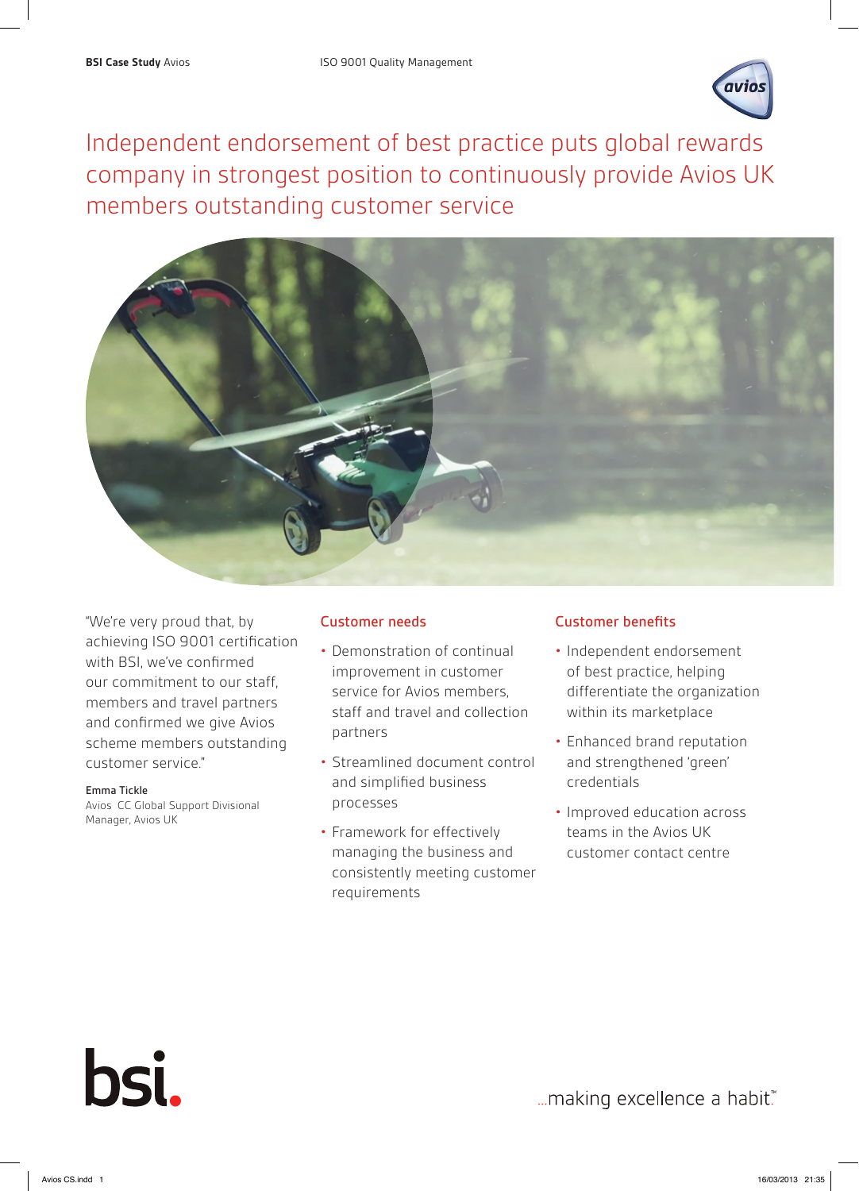**BSI Case Study** Avios — ISO 9001 Quality Management

# Independent endorsement of best practice puts global rewards company in strongest position to continuously provide Avios UK members outstanding customer service

"We're very proud that, by achieving ISO 9001 certification with BSI, we've confirmed our commitment to our staff, members and travel partners and confirmed we give Avios scheme members outstanding customer service."

Emma Tickle
Avios CC Global Support Divisional Manager, Avios UK

## Customer needs

- Demonstration of continual improvement in customer service for Avios members, staff and travel and collection partners
- Streamlined document control and simplified business processes
- Framework for effectively managing the business and consistently meeting customer requirements

## Customer benefits

- Independent endorsement of best practice, helping differentiate the organization within its marketplace
- Enhanced brand reputation and strengthened 'green' credentials
- Improved education across teams in the Avios UK customer contact centre

bsi.

...making excellence a habit.™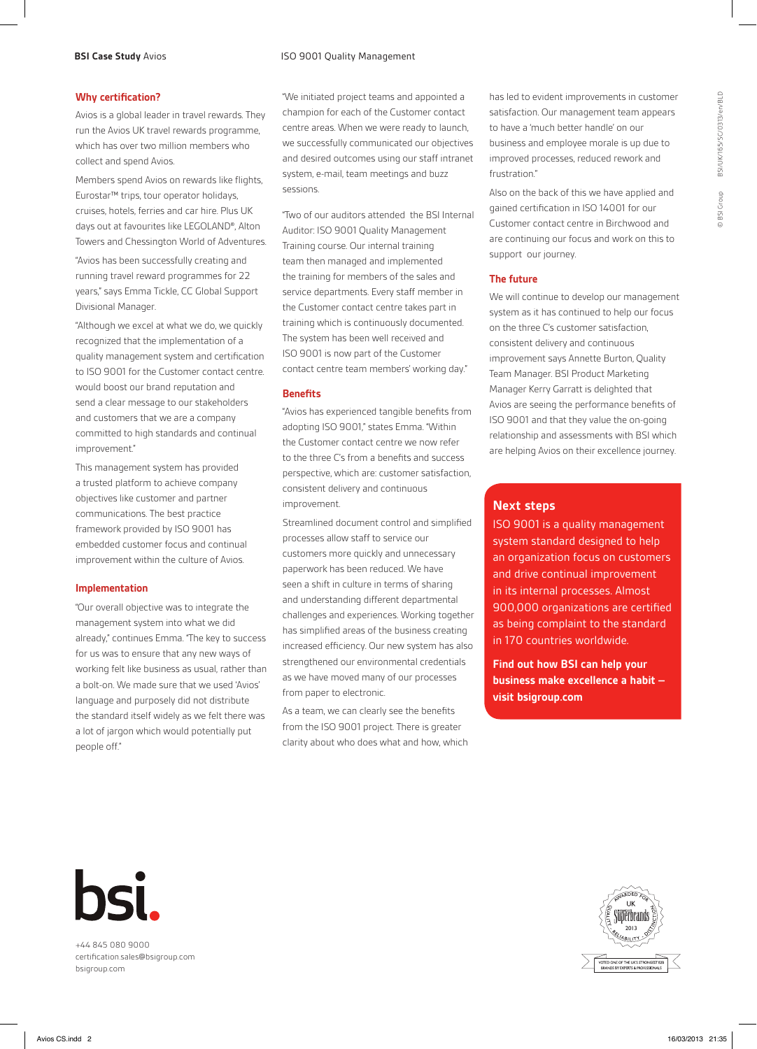## Why certification?

Avios is a global leader in travel rewards. They run the Avios UK travel rewards programme, which has over two million members who collect and spend Avios.

Members spend Avios on rewards like flights, Eurostar™ trips, tour operator holidays, cruises, hotels, ferries and car hire. Plus UK days out at favourites like LEGOLAND®, Alton Towers and Chessington World of Adventures.

"Avios has been successfully creating and running travel reward programmes for 22 years," says Emma Tickle, CC Global Support Divisional Manager.

"Although we excel at what we do, we quickly recognized that the implementation of a quality management system and certification to ISO 9001 for the Customer contact centre. would boost our brand reputation and send a clear message to our stakeholders and customers that we are a company committed to high standards and continual improvement."

This management system has provided a trusted platform to achieve company objectives like customer and partner communications. The best practice framework provided by ISO 9001 has embedded customer focus and continual improvement within the culture of Avios.

## Implementation

"Our overall objective was to integrate the management system into what we did already," continues Emma. "The key to success for us was to ensure that any new ways of working felt like business as usual, rather than a bolt-on. We made sure that we used 'Avios' language and purposely did not distribute the standard itself widely as we felt there was a lot of jargon which would potentially put people off."

"We initiated project teams and appointed a champion for each of the Customer contact centre areas. When we were ready to launch, we successfully communicated our objectives and desired outcomes using our staff intranet system, e-mail, team meetings and buzz sessions.

"Two of our auditors attended the BSI Internal Auditor: ISO 9001 Quality Management Training course. Our internal training team then managed and implemented the training for members of the sales and service departments. Every staff member in the Customer contact centre takes part in training which is continuously documented. The system has been well received and ISO 9001 is now part of the Customer contact centre team members' working day."

## Benefits

"Avios has experienced tangible benefits from adopting ISO 9001," states Emma. "Within the Customer contact centre we now refer to the three C's from a benefits and success perspective, which are: customer satisfaction, consistent delivery and continuous improvement.

Streamlined document control and simplified processes allow staff to service our customers more quickly and unnecessary paperwork has been reduced. We have seen a shift in culture in terms of sharing and understanding different departmental challenges and experiences. Working together has simplified areas of the business creating increased efficiency. Our new system has also strengthened our environmental credentials as we have moved many of our processes from paper to electronic.

As a team, we can clearly see the benefits from the ISO 9001 project. There is greater clarity about who does what and how, which has led to evident improvements in customer satisfaction. Our management team appears to have a 'much better handle' on our business and employee morale is up due to improved processes, reduced rework and frustration."

Also on the back of this we have applied and gained certification in ISO 14001 for our Customer contact centre in Birchwood and are continuing our focus and work on this to support our journey.

## The future

We will continue to develop our management system as it has continued to help our focus on the three C's customer satisfaction, consistent delivery and continuous improvement says Annette Burton, Quality Team Manager. BSI Product Marketing Manager Kerry Garratt is delighted that Avios are seeing the performance benefits of ISO 9001 and that they value the on-going relationship and assessments with BSI which are helping Avios on their excellence journey.

## Next steps

ISO 9001 is a quality management system standard designed to help an organization focus on customers and drive continual improvement in its internal processes. Almost 900,000 organizations are certified as being complaint to the standard in 170 countries worldwide.

**Find out how BSI can help your business make excellence a habit – visit bsigroup.com**

bsi.

+44 845 080 9000
certification.sales@bsigroup.com
bsigroup.com

Awarded for Quality, Reliability, Distinction – UK Superbrands 2013 – Voted one of the UK's strongest B2B brands by experts & professionals

© BSI Group BSI/UK/165/SC/0313/en/BLD